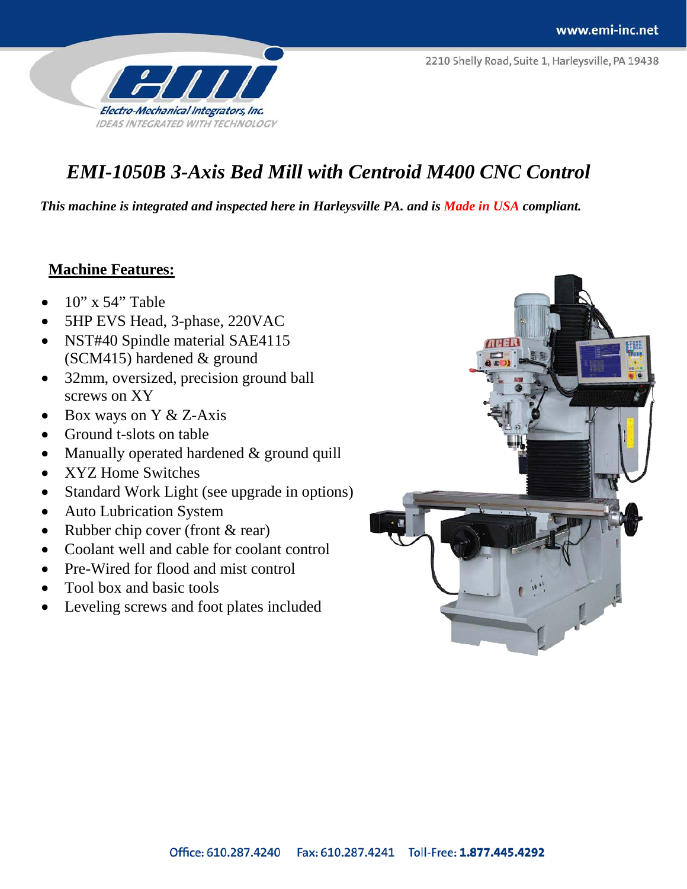# EMI-1050B 3-Axis Bed Mill with Centroid M400 CNC Control

***This machine is integrated and inspected here in Harleysville PA. and is Made in USA compliant.***

## Machine Features:

- 10” x 54” Table
- 5HP EVS Head, 3-phase, 220VAC
- NST#40 Spindle material SAE4115 (SCM415) hardened & ground
- 32mm, oversized, precision ground ball screws on XY
- Box ways on Y & Z-Axis
- Ground t-slots on table
- Manually operated hardened & ground quill
- XYZ Home Switches
- Standard Work Light (see upgrade in options)
- Auto Lubrication System
- Rubber chip cover (front & rear)
- Coolant well and cable for coolant control
- Pre-Wired for flood and mist control
- Tool box and basic tools
- Leveling screws and foot plates included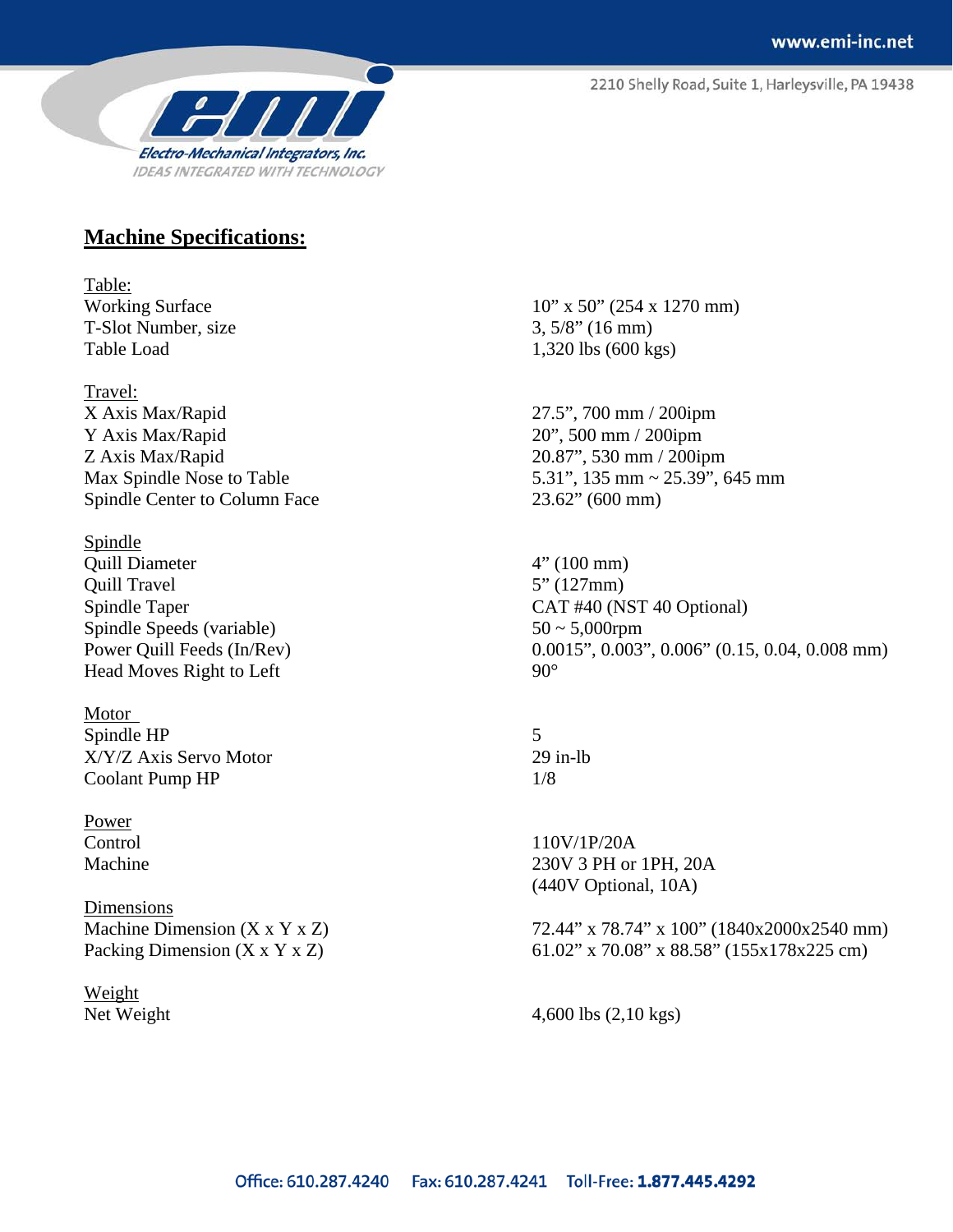## Machine Specifications:

| Table: | |
|---|---|
| Working Surface | 10" x 50" (254 x 1270 mm) |
| T-Slot Number, size | 3, 5/8" (16 mm) |
| Table Load | 1,320 lbs (600 kgs) |
| **Travel:** | |
| X Axis Max/Rapid | 27.5", 700 mm / 200ipm |
| Y Axis Max/Rapid | 20", 500 mm / 200ipm |
| Z Axis Max/Rapid | 20.87", 530 mm / 200ipm |
| Max Spindle Nose to Table | 5.31", 135 mm ~ 25.39", 645 mm |
| Spindle Center to Column Face | 23.62" (600 mm) |
| **Spindle** | |
| Quill Diameter | 4" (100 mm) |
| Quill Travel | 5" (127mm) |
| Spindle Taper | CAT #40 (NST 40 Optional) |
| Spindle Speeds (variable) | 50 ~ 5,000rpm |
| Power Quill Feeds (In/Rev) | 0.0015", 0.003", 0.006" (0.15, 0.04, 0.008 mm) |
| Head Moves Right to Left | 90° |
| **Motor** | |
| Spindle HP | 5 |
| X/Y/Z Axis Servo Motor | 29 in-lb |
| Coolant Pump HP | 1/8 |
| **Power** | |
| Control | 110V/1P/20A |
| Machine | 230V 3 PH or 1PH, 20A (440V Optional, 10A) |
| **Dimensions** | |
| Machine Dimension (X x Y x Z) | 72.44" x 78.74" x 100" (1840x2000x2540 mm) |
| Packing Dimension (X x Y x Z) | 61.02" x 70.08" x 88.58" (155x178x225 cm) |
| **Weight** | |
| Net Weight | 4,600 lbs (2,10 kgs) |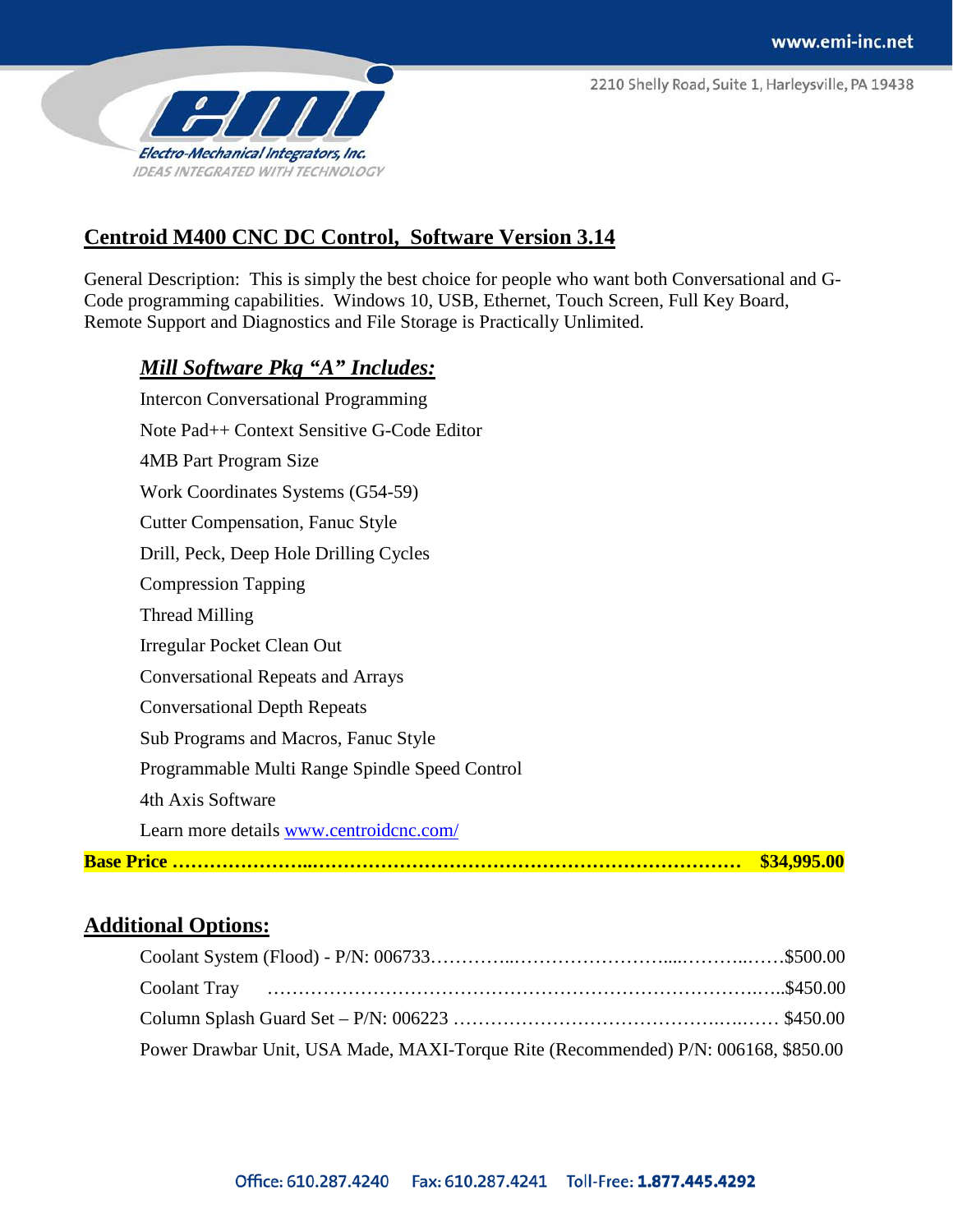## Centroid M400 CNC DC Control, Software Version 3.14

General Description: This is simply the best choice for people who want both Conversational and G-Code programming capabilities. Windows 10, USB, Ethernet, Touch Screen, Full Key Board, Remote Support and Diagnostics and File Storage is Practically Unlimited.

### *Mill Software Pkg "A" Includes:*

Intercon Conversational Programming

Note Pad++ Context Sensitive G-Code Editor

4MB Part Program Size

Work Coordinates Systems (G54-59)

Cutter Compensation, Fanuc Style

Drill, Peck, Deep Hole Drilling Cycles

Compression Tapping

Thread Milling

Irregular Pocket Clean Out

Conversational Repeats and Arrays

Conversational Depth Repeats

Sub Programs and Macros, Fanuc Style

Programmable Multi Range Spindle Speed Control

4th Axis Software

Learn more details [www.centroidcnc.com/](http://www.centroidcnc.com/)

**Base Price …………………..………………………………….……………………… $34,995.00**

## Additional Options:

Coolant System (Flood) - P/N: 006733…………...……………………....………..……$500.00

Coolant Tray ………………………………………………………………….…..$450.00

Column Splash Guard Set – P/N: 006223 ……………………….…………….….…… $450.00

Power Drawbar Unit, USA Made, MAXI-Torque Rite (Recommended) P/N: 006168, $850.00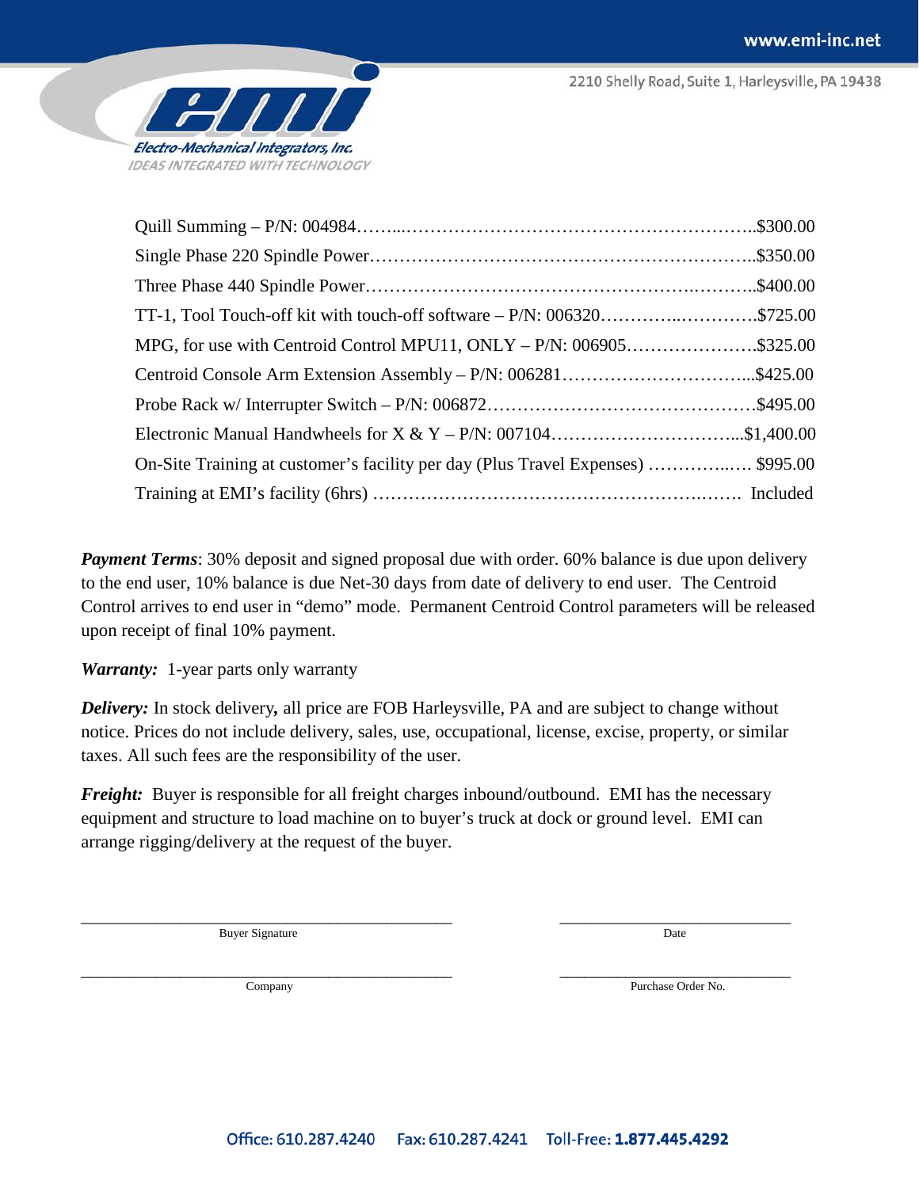Quill Summing – P/N: 004984……..…………………………………………………..$300.00

Single Phase 220 Spindle Power………………………………………………………..$350.00

Three Phase 440 Spindle Power…………………………………………….………..$400.00

TT-1, Tool Touch-off kit with touch-off software – P/N: 006320…………..………….$725.00

MPG, for use with Centroid Control MPU11, ONLY – P/N: 006905………………….$325.00

Centroid Console Arm Extension Assembly – P/N: 006281…………………………...$425.00

Probe Rack w/ Interrupter Switch – P/N: 006872………………………………………$495.00

Electronic Manual Handwheels for X & Y – P/N: 007104…………………………...$1,400.00

On-Site Training at customer's facility per day (Plus Travel Expenses) …………..…. $995.00

Training at EMI's facility (6hrs) ……………………………………………….……. Included

***Payment Terms***: 30% deposit and signed proposal due with order. 60% balance is due upon delivery to the end user, 10% balance is due Net-30 days from date of delivery to end user. The Centroid Control arrives to end user in "demo" mode. Permanent Centroid Control parameters will be released upon receipt of final 10% payment.

***Warranty:*** 1-year parts only warranty

***Delivery:*** In stock delivery**,** all price are FOB Harleysville, PA and are subject to change without notice. Prices do not include delivery, sales, use, occupational, license, excise, property, or similar taxes. All such fees are the responsibility of the user.

***Freight:*** Buyer is responsible for all freight charges inbound/outbound. EMI has the necessary equipment and structure to load machine on to buyer's truck at dock or ground level. EMI can arrange rigging/delivery at the request of the buyer.

______________________________________________ Buyer Signature

____________________________ Date

______________________________________________ Company

____________________________ Purchase Order No.